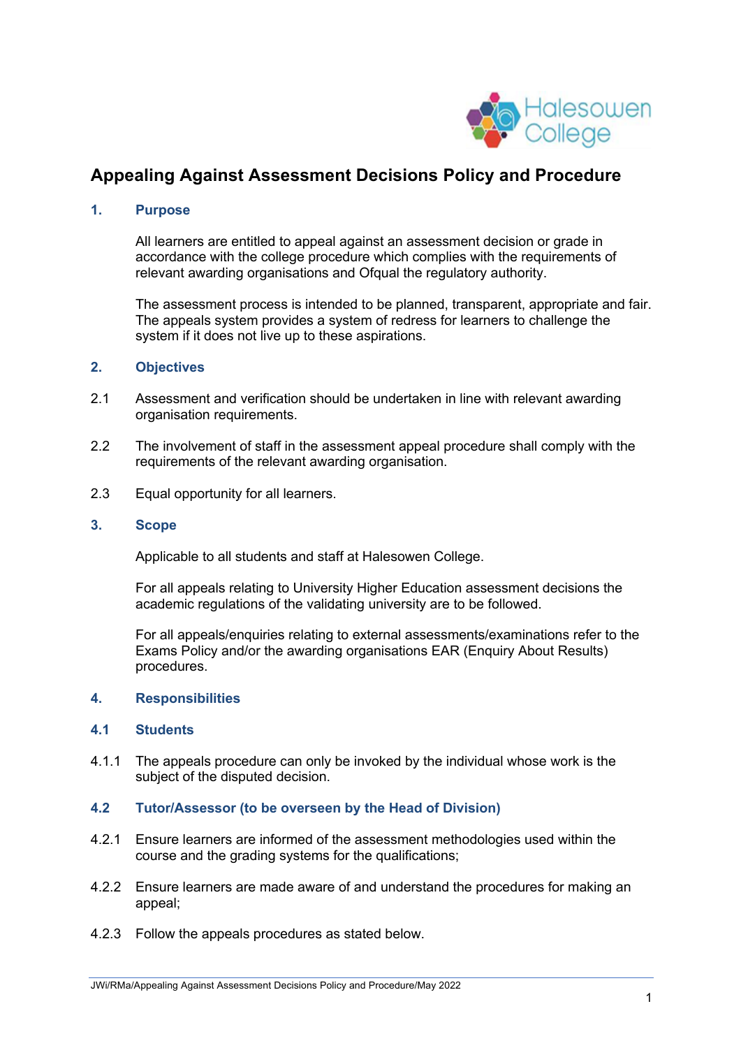# Appealing Against Assessment Decisions Policy and Procedure

## 1. Purpose

All learners are entitled to appeal against an assessment decision or grade in accordance with the college procedure which complies with the requirements of relevant awarding organisations and Ofqual the regulatory authority.

The assessment process is intended to be planned, transparent, appropriate and fair. The appeals system provides a system of redress for learners to challenge the system if it does not live up to these aspirations.

## 2. Objectives

2.1 Assessment and verification should be undertaken in line with relevant awarding organisation requirements.

2.2 The involvement of staff in the assessment appeal procedure shall comply with the requirements of the relevant awarding organisation.

2.3 Equal opportunity for all learners.

## 3. Scope

Applicable to all students and staff at Halesowen College.

For all appeals relating to University Higher Education assessment decisions the academic regulations of the validating university are to be followed.

For all appeals/enquiries relating to external assessments/examinations refer to the Exams Policy and/or the awarding organisations EAR (Enquiry About Results) procedures.

## 4. Responsibilities

### 4.1 Students

4.1.1 The appeals procedure can only be invoked by the individual whose work is the subject of the disputed decision.

### 4.2 Tutor/Assessor (to be overseen by the Head of Division)

4.2.1 Ensure learners are informed of the assessment methodologies used within the course and the grading systems for the qualifications;

4.2.2 Ensure learners are made aware of and understand the procedures for making an appeal;

4.2.3 Follow the appeals procedures as stated below.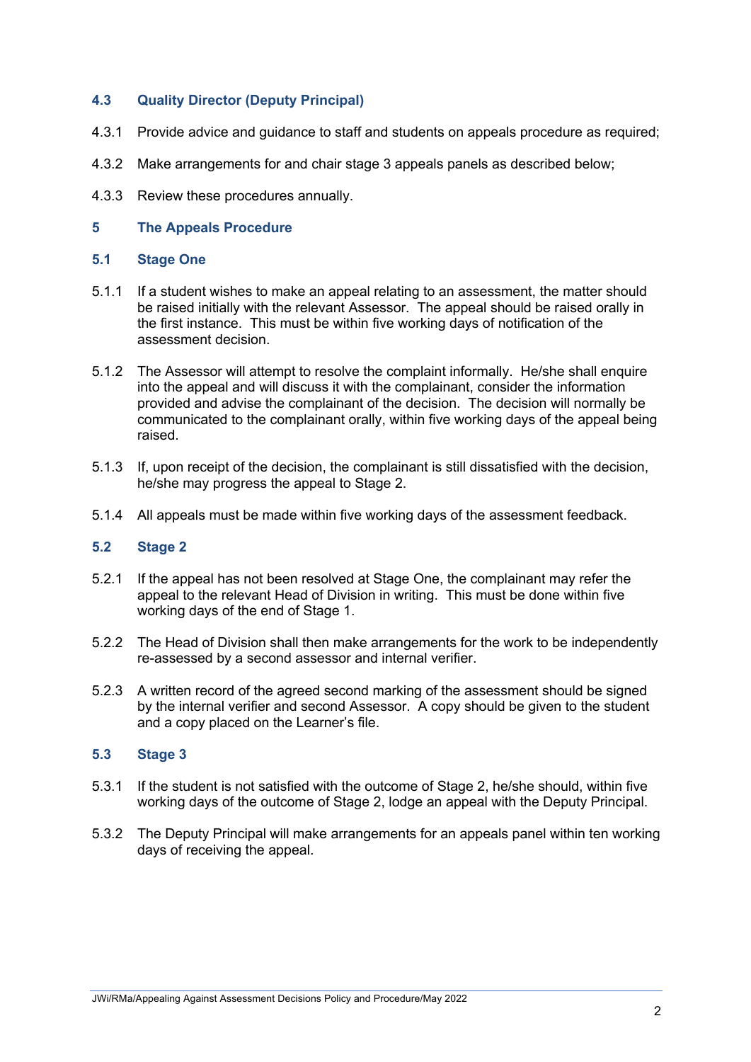### 4.3 Quality Director (Deputy Principal)

4.3.1 Provide advice and guidance to staff and students on appeals procedure as required;

4.3.2 Make arrangements for and chair stage 3 appeals panels as described below;

4.3.3 Review these procedures annually.

## 5 The Appeals Procedure

### 5.1 Stage One

5.1.1 If a student wishes to make an appeal relating to an assessment, the matter should be raised initially with the relevant Assessor. The appeal should be raised orally in the first instance. This must be within five working days of notification of the assessment decision.

5.1.2 The Assessor will attempt to resolve the complaint informally. He/she shall enquire into the appeal and will discuss it with the complainant, consider the information provided and advise the complainant of the decision. The decision will normally be communicated to the complainant orally, within five working days of the appeal being raised.

5.1.3 If, upon receipt of the decision, the complainant is still dissatisfied with the decision, he/she may progress the appeal to Stage 2.

5.1.4 All appeals must be made within five working days of the assessment feedback.

### 5.2 Stage 2

5.2.1 If the appeal has not been resolved at Stage One, the complainant may refer the appeal to the relevant Head of Division in writing. This must be done within five working days of the end of Stage 1.

5.2.2 The Head of Division shall then make arrangements for the work to be independently re-assessed by a second assessor and internal verifier.

5.2.3 A written record of the agreed second marking of the assessment should be signed by the internal verifier and second Assessor. A copy should be given to the student and a copy placed on the Learner's file.

### 5.3 Stage 3

5.3.1 If the student is not satisfied with the outcome of Stage 2, he/she should, within five working days of the outcome of Stage 2, lodge an appeal with the Deputy Principal.

5.3.2 The Deputy Principal will make arrangements for an appeals panel within ten working days of receiving the appeal.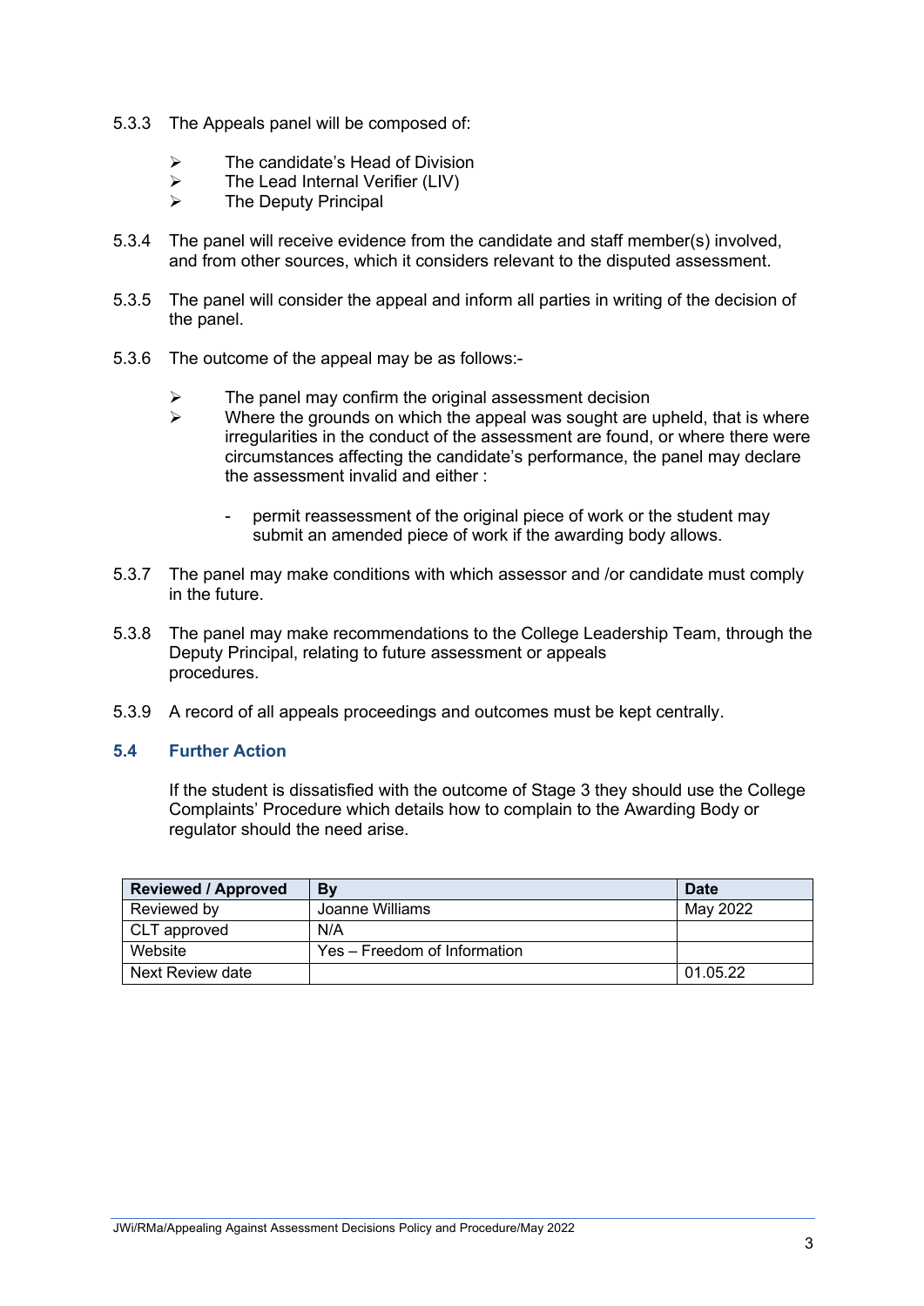5.3.3 The Appeals panel will be composed of:

- The candidate's Head of Division
- The Lead Internal Verifier (LIV)
- The Deputy Principal

5.3.4 The panel will receive evidence from the candidate and staff member(s) involved, and from other sources, which it considers relevant to the disputed assessment.

5.3.5 The panel will consider the appeal and inform all parties in writing of the decision of the panel.

5.3.6 The outcome of the appeal may be as follows:-

- The panel may confirm the original assessment decision
- Where the grounds on which the appeal was sought are upheld, that is where irregularities in the conduct of the assessment are found, or where there were circumstances affecting the candidate's performance, the panel may declare the assessment invalid and either :
  - permit reassessment of the original piece of work or the student may submit an amended piece of work if the awarding body allows.

5.3.7 The panel may make conditions with which assessor and /or candidate must comply in the future.

5.3.8 The panel may make recommendations to the College Leadership Team, through the Deputy Principal, relating to future assessment or appeals procedures.

5.3.9 A record of all appeals proceedings and outcomes must be kept centrally.

### 5.4 Further Action

If the student is dissatisfied with the outcome of Stage 3 they should use the College Complaints' Procedure which details how to complain to the Awarding Body or regulator should the need arise.

| Reviewed / Approved | By | Date |
|---|---|---|
| Reviewed by | Joanne Williams | May 2022 |
| CLT approved | N/A | |
| Website | Yes – Freedom of Information | |
| Next Review date | | 01.05.22 |